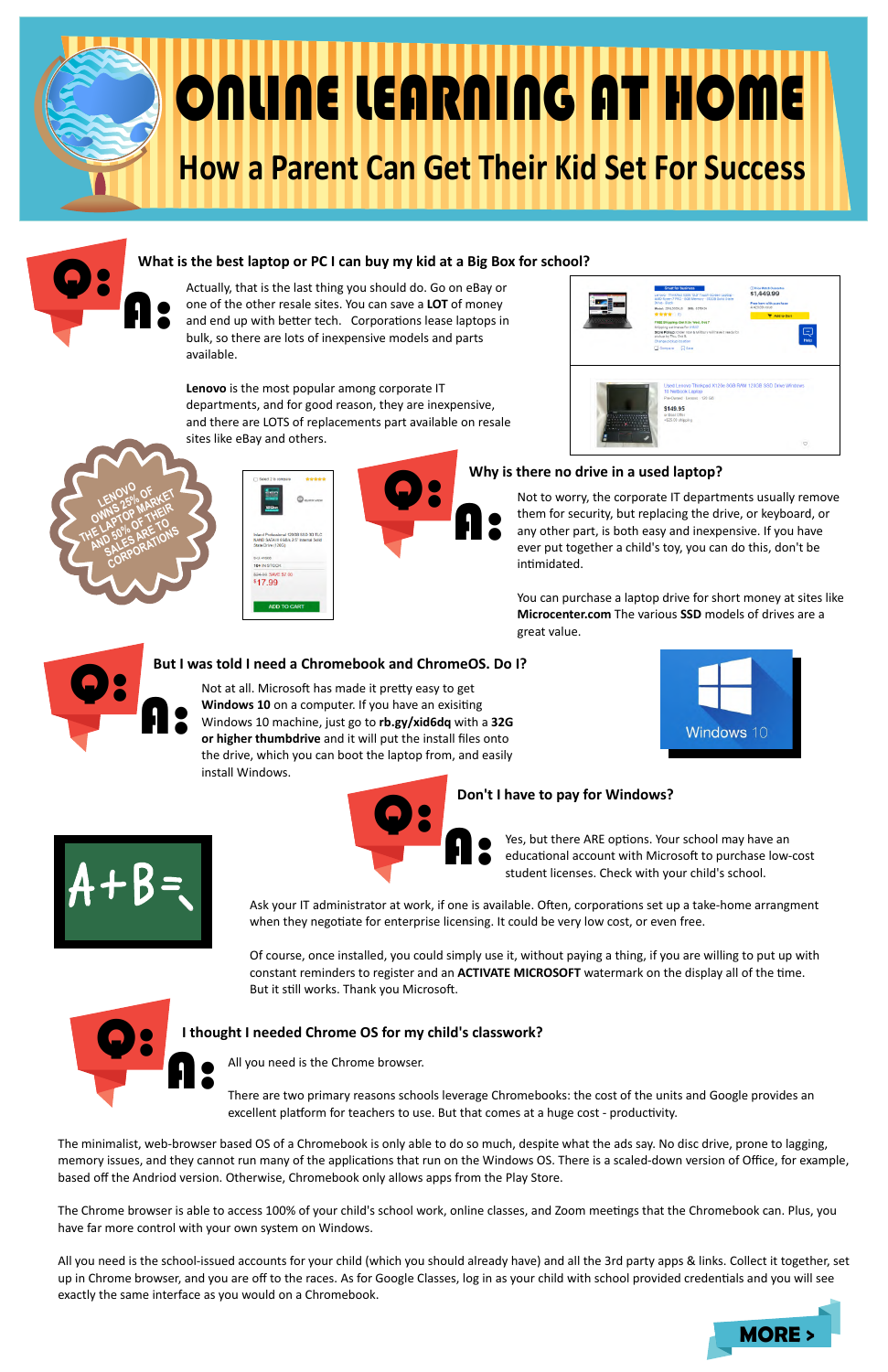# ONLINE LEARNING AT HOME

## How a Parent Can Get Their Kid Set For Success

### Q: What is the best laptop or PC I can buy my kid at a Big Box for school?

**A:** Actually, that is the last thing you should do. Go on eBay or one of the other resale sites. You can save a **LOT** of money and end up with better tech. Corporations lease laptops in bulk, so there are lots of inexpensive models and parts available.

**Lenovo** is the most popular among corporate IT departments, and for good reason, they are inexpensive, and there are LOTS of replacements part available on resale sites like eBay and others.

LENOVO OWNS 25% OF THE LAPTOP MARKET AND 50% OF THEIR SALES ARE TO CORPORATIONS

### Q: Why is there no drive in a used laptop?

**A:** Not to worry, the corporate IT departments usually remove them for security, but replacing the drive, or keyboard, or any other part, is both easy and inexpensive. If you have ever put together a child's toy, you can do this, don't be intimidated.

You can purchase a laptop drive for short money at sites like **Microcenter.com** The various **SSD** models of drives are a great value.

### Q: But I was told I need a Chromebook and ChromeOS. Do I?

**A:** Not at all. Microsoft has made it pretty easy to get **Windows 10** on a computer. If you have an exisiting Windows 10 machine, just go to **rb.gy/xid6dq** with a **32G or higher thumbdrive** and it will put the install files onto the drive, which you can boot the laptop from, and easily install Windows.

### Q: Don't I have to pay for Windows?

**A:** Yes, but there ARE options. Your school may have an educational account with Microsoft to purchase low-cost student licenses. Check with your child's school.

Ask your IT administrator at work, if one is available. Often, corporations set up a take-home arrangment when they negotiate for enterprise licensing. It could be very low cost, or even free.

Of course, once installed, you could simply use it, without paying a thing, if you are willing to put up with constant reminders to register and an **ACTIVATE MICROSOFT** watermark on the display all of the time. But it still works. Thank you Microsoft.

### Q: I thought I needed Chrome OS for my child's classwork?

**A:** All you need is the Chrome browser.

There are two primary reasons schools leverage Chromebooks: the cost of the units and Google provides an excellent platform for teachers to use. But that comes at a huge cost - productivity.

The minimalist, web-browser based OS of a Chromebook is only able to do so much, despite what the ads say. No disc drive, prone to lagging, memory issues, and they cannot run many of the applications that run on the Windows OS. There is a scaled-down version of Office, for example, based off the Andriod version. Otherwise, Chromebook only allows apps from the Play Store.

The Chrome browser is able to access 100% of your child's school work, online classes, and Zoom meetings that the Chromebook can. Plus, you have far more control with your own system on Windows.

All you need is the school-issued accounts for your child (which you should already have) and all the 3rd party apps & links. Collect it together, set up in Chrome browser, and you are off to the races. As for Google Classes, log in as your child with school provided credentials and you will see exactly the same interface as you would on a Chromebook.

MORE >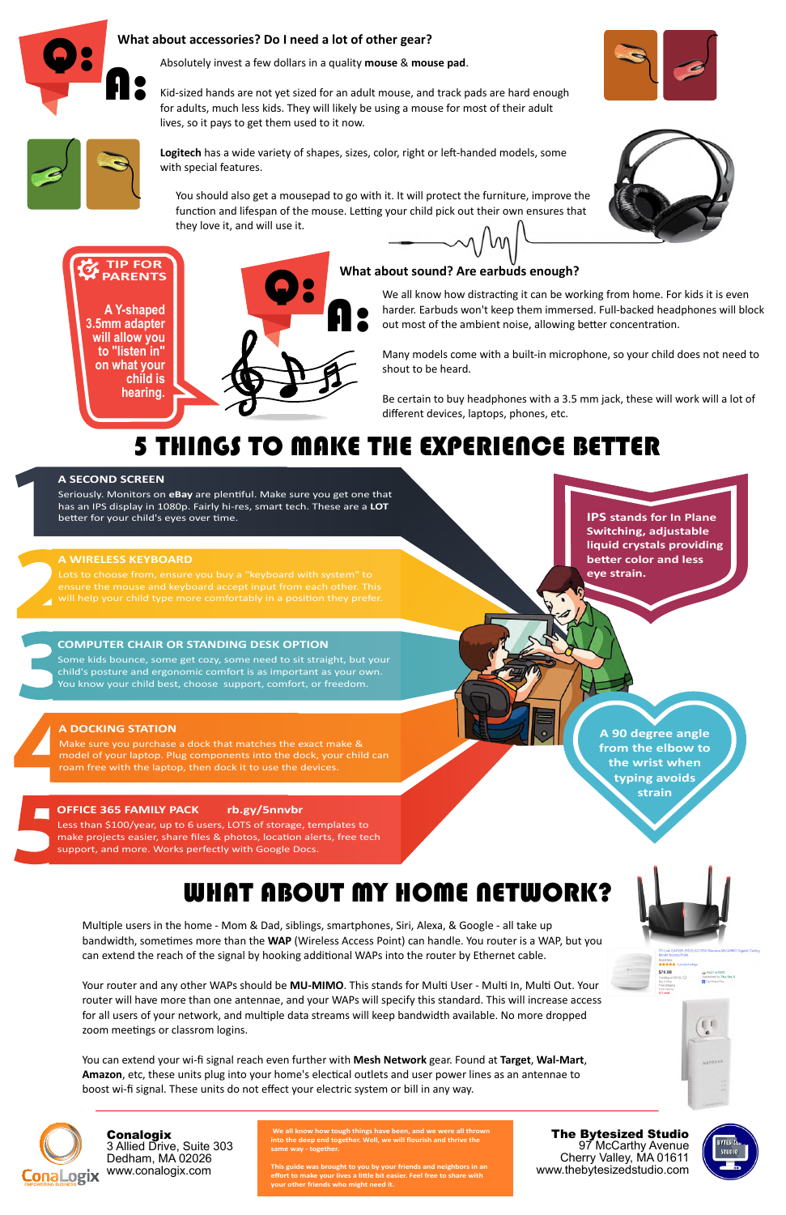## Q: What about accessories? Do I need a lot of other gear?

**A:** Absolutely invest a few dollars in a quality **mouse** & **mouse pad**.

Kid-sized hands are not yet sized for an adult mouse, and track pads are hard enough for adults, much less kids. They will likely be using a mouse for most of their adult lives, so it pays to get them used to it now.

**Logitech** has a wide variety of shapes, sizes, color, right or left-handed models, some with special features.

You should also get a mousepad to go with it. It will protect the furniture, improve the function and lifespan of the mouse. Letting your child pick out their own ensures that they love it, and will use it.

### TIP FOR PARENTS

A Y-shaped 3.5mm adapter will allow you to "listen in" on what your child is hearing.

## Q: What about sound? Are earbuds enough?

**A:** We all know how distracting it can be working from home. For kids it is even harder. Earbuds won't keep them immersed. Full-backed headphones will block out most of the ambient noise, allowing better concentration.

Many models come with a built-in microphone, so your child does not need to shout to be heard.

Be certain to buy headphones with a 3.5 mm jack, these will work will a lot of different devices, laptops, phones, etc.

# 5 THINGS TO MAKE THE EXPERIENCE BETTER

**1. A SECOND SCREEN**

Seriously. Monitors on **eBay** are plentiful. Make sure you get one that has an IPS display in 1080p. Fairly hi-res, smart tech. These are a **LOT** better for your child's eyes over time.

IPS stands for In Plane Switching, adjustable liquid crystals providing better color and less eye strain.

**2. A WIRELESS KEYBOARD**

Lots to choose from, ensure you buy a "keyboard with system" to ensure the mouse and keyboard accept input from each other. This will help your child type more comfortably in a position they prefer.

**3. COMPUTER CHAIR OR STANDING DESK OPTION**

Some kids bounce, some get cozy, some need to sit straight, but your child's posture and ergonomic comfort is as important as your own. You know your child best, choose support, comfort, or freedom.

**4. A DOCKING STATION**

Make sure you purchase a dock that matches the exact make & model of your laptop. Plug components into the dock, your child can roam free with the laptop, then dock it to use the devices.

A 90 degree angle from the elbow to the wrist when typing avoids strain

**5. OFFICE 365 FAMILY PACK** rb.gy/5nnvbr

Less than $100/year, up to 6 users, LOTS of storage, templates to make projects easier, share files & photos, location alerts, free tech support, and more. Works perfectly with Google Docs.

# WHAT ABOUT MY HOME NETWORK?

Multiple users in the home - Mom & Dad, siblings, smartphones, Siri, Alexa, & Google - all take up bandwidth, sometimes more than the **WAP** (Wireless Access Point) can handle. You router is a WAP, but you can extend the reach of the signal by hooking additional WAPs into the router by Ethernet cable.

Your router and any other WAPs should be **MU-MIMO**. This stands for Multi User - Multi In, Multi Out. Your router will have more than one antennae, and your WAPs will specify this standard. This will increase access for all users of your network, and multiple data streams will keep bandwidth available. No more dropped zoom meetings or classrom logins.

You can extend your wi-fi signal reach even further with **Mesh Network** gear. Found at **Target**, **Wal-Mart**, **Amazon**, etc, these units plug into your home's electrical outlets and user power lines as an antennae to boost wi-fi signal. These units do not effect your electric system or bill in any way.

---

**Conalogix**
3 Allied Drive, Suite 303
Dedham, MA 02026
www.conalogix.com

We all know how tough things have been, and we were all thrown into the deep end together. Well, we will flourish and thrive the same way - together.

This guide was brought to you by your friends and neighbors in an effort to make your lives a little bit easier. Feel free to share with your other friends who might need it.

**The Bytesized Studio**
97 McCarthy Avenue
Cherry Valley, MA 01611
www.thebytesizedstudio.com